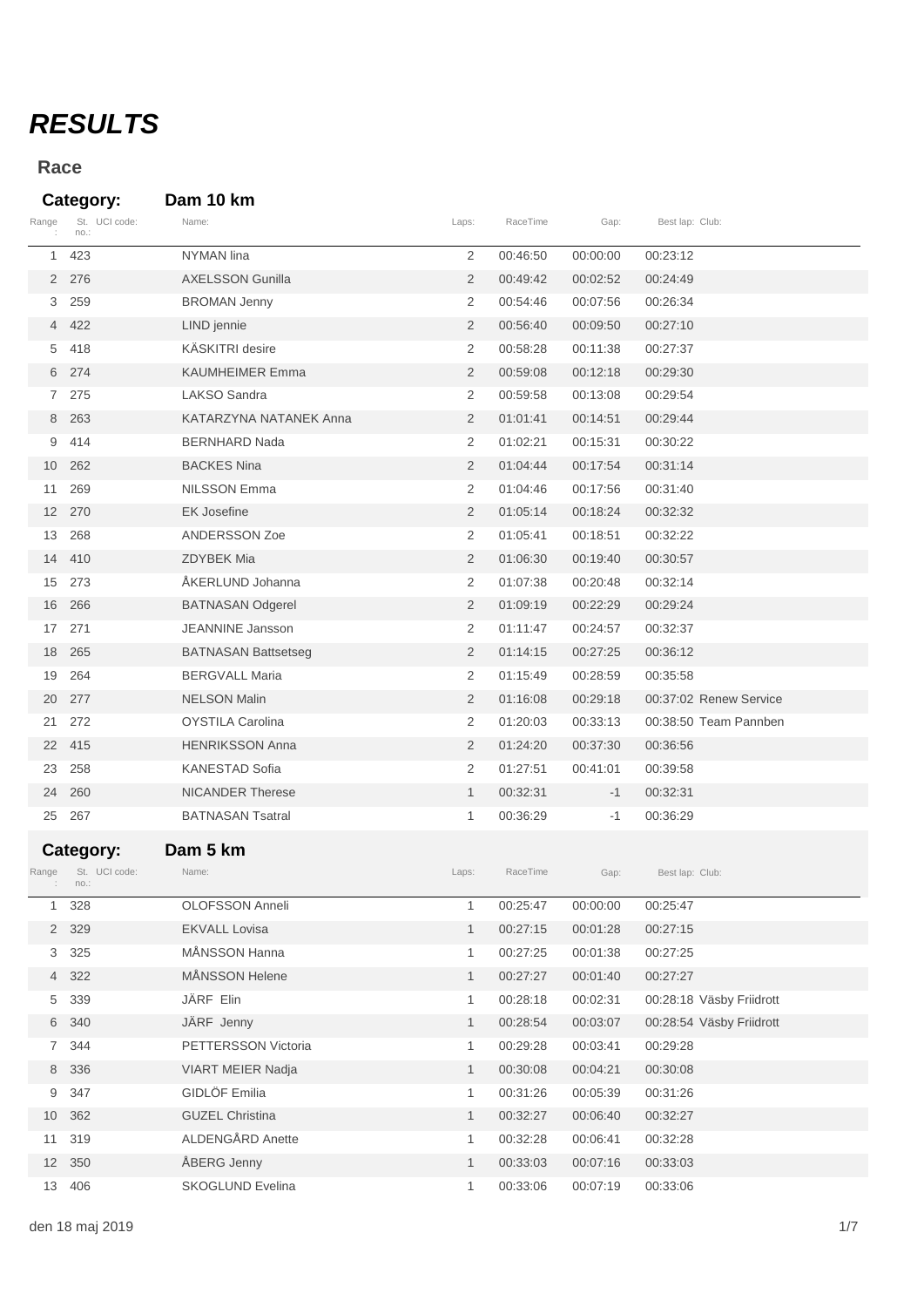# *RESULTS*

**Race**

### Category: Dam 10 km

| Range: | St. no.: | UCI code: | Name: | Laps: | RaceTime | Gap: | Best lap: | Club: |
|---|---|---|---|---|---|---|---|---|
| 1 | 423 | | NYMAN lina | 2 | 00:46:50 | 00:00:00 | 00:23:12 | |
| 2 | 276 | | AXELSSON Gunilla | 2 | 00:49:42 | 00:02:52 | 00:24:49 | |
| 3 | 259 | | BROMAN Jenny | 2 | 00:54:46 | 00:07:56 | 00:26:34 | |
| 4 | 422 | | LIND jennie | 2 | 00:56:40 | 00:09:50 | 00:27:10 | |
| 5 | 418 | | KÄSKITRI desire | 2 | 00:58:28 | 00:11:38 | 00:27:37 | |
| 6 | 274 | | KAUMHEIMER Emma | 2 | 00:59:08 | 00:12:18 | 00:29:30 | |
| 7 | 275 | | LAKSO Sandra | 2 | 00:59:58 | 00:13:08 | 00:29:54 | |
| 8 | 263 | | KATARZYNA NATANEK Anna | 2 | 01:01:41 | 00:14:51 | 00:29:44 | |
| 9 | 414 | | BERNHARD Nada | 2 | 01:02:21 | 00:15:31 | 00:30:22 | |
| 10 | 262 | | BACKES Nina | 2 | 01:04:44 | 00:17:54 | 00:31:14 | |
| 11 | 269 | | NILSSON Emma | 2 | 01:04:46 | 00:17:56 | 00:31:40 | |
| 12 | 270 | | EK Josefine | 2 | 01:05:14 | 00:18:24 | 00:32:32 | |
| 13 | 268 | | ANDERSSON Zoe | 2 | 01:05:41 | 00:18:51 | 00:32:22 | |
| 14 | 410 | | ZDYBEK Mia | 2 | 01:06:30 | 00:19:40 | 00:30:57 | |
| 15 | 273 | | ÅKERLUND Johanna | 2 | 01:07:38 | 00:20:48 | 00:32:14 | |
| 16 | 266 | | BATNASAN Odgerel | 2 | 01:09:19 | 00:22:29 | 00:29:24 | |
| 17 | 271 | | JEANNINE Jansson | 2 | 01:11:47 | 00:24:57 | 00:32:37 | |
| 18 | 265 | | BATNASAN Battsetseg | 2 | 01:14:15 | 00:27:25 | 00:36:12 | |
| 19 | 264 | | BERGVALL Maria | 2 | 01:15:49 | 00:28:59 | 00:35:58 | |
| 20 | 277 | | NELSON Malin | 2 | 01:16:08 | 00:29:18 | 00:37:02 | Renew Service |
| 21 | 272 | | OYSTILA Carolina | 2 | 01:20:03 | 00:33:13 | 00:38:50 | Team Pannben |
| 22 | 415 | | HENRIKSSON Anna | 2 | 01:24:20 | 00:37:30 | 00:36:56 | |
| 23 | 258 | | KANESTAD Sofia | 2 | 01:27:51 | 00:41:01 | 00:39:58 | |
| 24 | 260 | | NICANDER Therese | 1 | 00:32:31 | -1 | 00:32:31 | |
| 25 | 267 | | BATNASAN Tsatral | 1 | 00:36:29 | -1 | 00:36:29 | |

### Category: Dam 5 km

| Range: | St. no.: | UCI code: | Name: | Laps: | RaceTime | Gap: | Best lap: | Club: |
|---|---|---|---|---|---|---|---|---|
| 1 | 328 | | OLOFSSON Anneli | 1 | 00:25:47 | 00:00:00 | 00:25:47 | |
| 2 | 329 | | EKVALL Lovisa | 1 | 00:27:15 | 00:01:28 | 00:27:15 | |
| 3 | 325 | | MÅNSSON Hanna | 1 | 00:27:25 | 00:01:38 | 00:27:25 | |
| 4 | 322 | | MÅNSSON Helene | 1 | 00:27:27 | 00:01:40 | 00:27:27 | |
| 5 | 339 | | JÄRF Elin | 1 | 00:28:18 | 00:02:31 | 00:28:18 | Väsby Friidrott |
| 6 | 340 | | JÄRF Jenny | 1 | 00:28:54 | 00:03:07 | 00:28:54 | Väsby Friidrott |
| 7 | 344 | | PETTERSSON Victoria | 1 | 00:29:28 | 00:03:41 | 00:29:28 | |
| 8 | 336 | | VIART MEIER Nadja | 1 | 00:30:08 | 00:04:21 | 00:30:08 | |
| 9 | 347 | | GIDLÖF Emilia | 1 | 00:31:26 | 00:05:39 | 00:31:26 | |
| 10 | 362 | | GUZEL Christina | 1 | 00:32:27 | 00:06:40 | 00:32:27 | |
| 11 | 319 | | ALDENGÅRD Anette | 1 | 00:32:28 | 00:06:41 | 00:32:28 | |
| 12 | 350 | | ÅBERG Jenny | 1 | 00:33:03 | 00:07:16 | 00:33:03 | |
| 13 | 406 | | SKOGLUND Evelina | 1 | 00:33:06 | 00:07:19 | 00:33:06 | |

den 18 maj 2019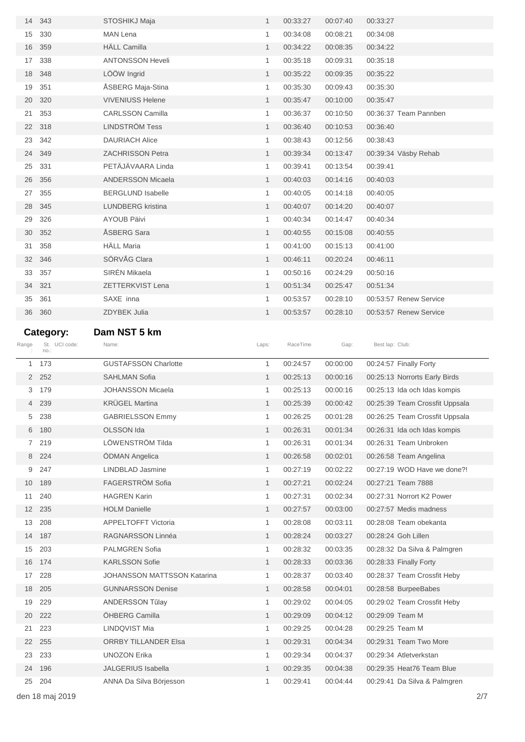| Range | St. no. | UCI code | Name | Laps | RaceTime | Gap | Best lap | Club |
|---|---|---|---|---|---|---|---|---|
| 14 | 343 | | STOSHIKJ Maja | 1 | 00:33:27 | 00:07:40 | 00:33:27 | |
| 15 | 330 | | MAN Lena | 1 | 00:34:08 | 00:08:21 | 00:34:08 | |
| 16 | 359 | | HÄLL Camilla | 1 | 00:34:22 | 00:08:35 | 00:34:22 | |
| 17 | 338 | | ANTONSSON Heveli | 1 | 00:35:18 | 00:09:31 | 00:35:18 | |
| 18 | 348 | | LÖÖW Ingrid | 1 | 00:35:22 | 00:09:35 | 00:35:22 | |
| 19 | 351 | | ÅSBERG Maja-Stina | 1 | 00:35:30 | 00:09:43 | 00:35:30 | |
| 20 | 320 | | VIVENIUSS Helene | 1 | 00:35:47 | 00:10:00 | 00:35:47 | |
| 21 | 353 | | CARLSSON Camilla | 1 | 00:36:37 | 00:10:50 | 00:36:37 | Team Pannben |
| 22 | 318 | | LINDSTRÖM Tess | 1 | 00:36:40 | 00:10:53 | 00:36:40 | |
| 23 | 342 | | DAURIACH Alice | 1 | 00:38:43 | 00:12:56 | 00:38:43 | |
| 24 | 349 | | ZACHRISSON Petra | 1 | 00:39:34 | 00:13:47 | 00:39:34 | Väsby Rehab |
| 25 | 331 | | PETÄJÄVAARA Linda | 1 | 00:39:41 | 00:13:54 | 00:39:41 | |
| 26 | 356 | | ANDERSSON Micaela | 1 | 00:40:03 | 00:14:16 | 00:40:03 | |
| 27 | 355 | | BERGLUND Isabelle | 1 | 00:40:05 | 00:14:18 | 00:40:05 | |
| 28 | 345 | | LUNDBERG kristina | 1 | 00:40:07 | 00:14:20 | 00:40:07 | |
| 29 | 326 | | AYOUB Päivi | 1 | 00:40:34 | 00:14:47 | 00:40:34 | |
| 30 | 352 | | ÅSBERG Sara | 1 | 00:40:55 | 00:15:08 | 00:40:55 | |
| 31 | 358 | | HÄLL Maria | 1 | 00:41:00 | 00:15:13 | 00:41:00 | |
| 32 | 346 | | SÖRVÅG Clara | 1 | 00:46:11 | 00:20:24 | 00:46:11 | |
| 33 | 357 | | SIRÉN Mikaela | 1 | 00:50:16 | 00:24:29 | 00:50:16 | |
| 34 | 321 | | ZETTERKVIST Lena | 1 | 00:51:34 | 00:25:47 | 00:51:34 | |
| 35 | 361 | | SAXE inna | 1 | 00:53:57 | 00:28:10 | 00:53:57 | Renew Service |
| 36 | 360 | | ZDYBEK Julia | 1 | 00:53:57 | 00:28:10 | 00:53:57 | Renew Service |

## Category: Dam NST 5 km

| Range | St. no. | UCI code | Name | Laps | RaceTime | Gap | Best lap | Club |
|---|---|---|---|---|---|---|---|---|
| 1 | 173 | | GUSTAFSSON Charlotte | 1 | 00:24:57 | 00:00:00 | 00:24:57 | Finally Forty |
| 2 | 252 | | SAHLMAN Sofia | 1 | 00:25:13 | 00:00:16 | 00:25:13 | Norrorts Early Birds |
| 3 | 179 | | JOHANSSON Micaela | 1 | 00:25:13 | 00:00:16 | 00:25:13 | Ida och Idas kompis |
| 4 | 239 | | KRÜGEL Martina | 1 | 00:25:39 | 00:00:42 | 00:25:39 | Team Crossfit Uppsala |
| 5 | 238 | | GABRIELSSON Emmy | 1 | 00:26:25 | 00:01:28 | 00:26:25 | Team Crossfit Uppsala |
| 6 | 180 | | OLSSON Ida | 1 | 00:26:31 | 00:01:34 | 00:26:31 | Ida och Idas kompis |
| 7 | 219 | | LÖWENSTRÖM Tilda | 1 | 00:26:31 | 00:01:34 | 00:26:31 | Team Unbroken |
| 8 | 224 | | ÖDMAN Angelica | 1 | 00:26:58 | 00:02:01 | 00:26:58 | Team Angelina |
| 9 | 247 | | LINDBLAD Jasmine | 1 | 00:27:19 | 00:02:22 | 00:27:19 | WOD Have we done?! |
| 10 | 189 | | FAGERSTRÖM Sofia | 1 | 00:27:21 | 00:02:24 | 00:27:21 | Team 7888 |
| 11 | 240 | | HAGREN Karin | 1 | 00:27:31 | 00:02:34 | 00:27:31 | Norrort K2 Power |
| 12 | 235 | | HOLM Danielle | 1 | 00:27:57 | 00:03:00 | 00:27:57 | Medis madness |
| 13 | 208 | | APPELTOFFT Victoria | 1 | 00:28:08 | 00:03:11 | 00:28:08 | Team obekanta |
| 14 | 187 | | RAGNARSSON Linnéa | 1 | 00:28:24 | 00:03:27 | 00:28:24 | Goh Lillen |
| 15 | 203 | | PALMGREN Sofia | 1 | 00:28:32 | 00:03:35 | 00:28:32 | Da Silva & Palmgren |
| 16 | 174 | | KARLSSON Sofie | 1 | 00:28:33 | 00:03:36 | 00:28:33 | Finally Forty |
| 17 | 228 | | JOHANSSON MATTSSON Katarina | 1 | 00:28:37 | 00:03:40 | 00:28:37 | Team Crossfit Heby |
| 18 | 205 | | GUNNARSSON Denise | 1 | 00:28:58 | 00:04:01 | 00:28:58 | BurpeeBabes |
| 19 | 229 | | ANDERSSON Tűlay | 1 | 00:29:02 | 00:04:05 | 00:29:02 | Team Crossfit Heby |
| 20 | 222 | | ÖHBERG Camilla | 1 | 00:29:09 | 00:04:12 | 00:29:09 | Team M |
| 21 | 223 | | LINDQVIST Mia | 1 | 00:29:25 | 00:04:28 | 00:29:25 | Team M |
| 22 | 255 | | ORRBY TILLANDER Elsa | 1 | 00:29:31 | 00:04:34 | 00:29:31 | Team Two More |
| 23 | 233 | | UNOZON Erika | 1 | 00:29:34 | 00:04:37 | 00:29:34 | Atletverkstan |
| 24 | 196 | | JALGERIUS Isabella | 1 | 00:29:35 | 00:04:38 | 00:29:35 | Heat76 Team Blue |
| 25 | 204 | | ANNA Da Silva Börjesson | 1 | 00:29:41 | 00:04:44 | 00:29:41 | Da Silva & Palmgren |

den 18 maj 2019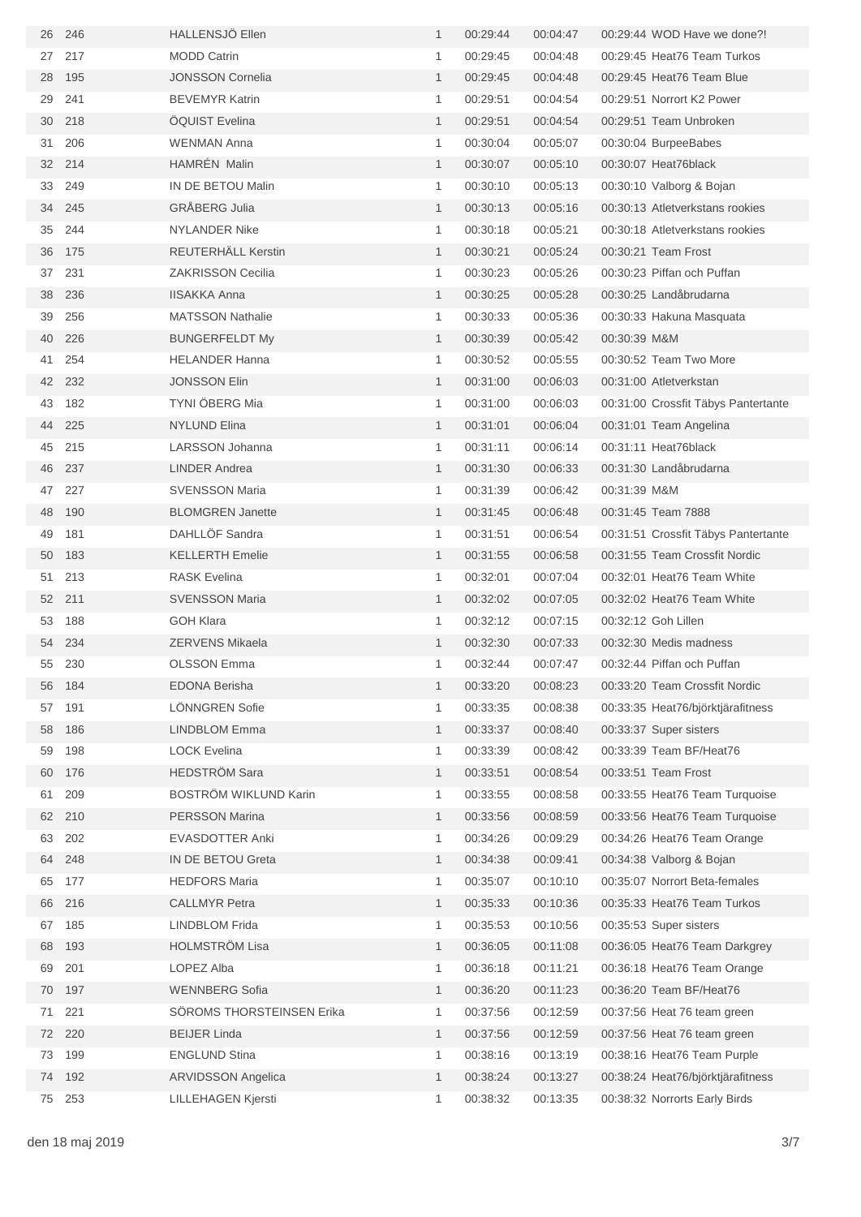| | | | | | | |
|---|---|---|---|---|---|---|
| 26 | 246 | HALLENSJÖ Ellen | 1 | 00:29:44 | 00:04:47 | 00:29:44 WOD Have we done?! |
| 27 | 217 | MODD Catrin | 1 | 00:29:45 | 00:04:48 | 00:29:45 Heat76 Team Turkos |
| 28 | 195 | JONSSON Cornelia | 1 | 00:29:45 | 00:04:48 | 00:29:45 Heat76 Team Blue |
| 29 | 241 | BEVEMYR Katrin | 1 | 00:29:51 | 00:04:54 | 00:29:51 Norrort K2 Power |
| 30 | 218 | ÖQUIST Evelina | 1 | 00:29:51 | 00:04:54 | 00:29:51 Team Unbroken |
| 31 | 206 | WENMAN Anna | 1 | 00:30:04 | 00:05:07 | 00:30:04 BurpeeBabes |
| 32 | 214 | HAMRÉN Malin | 1 | 00:30:07 | 00:05:10 | 00:30:07 Heat76black |
| 33 | 249 | IN DE BETOU Malin | 1 | 00:30:10 | 00:05:13 | 00:30:10 Valborg & Bojan |
| 34 | 245 | GRÅBERG Julia | 1 | 00:30:13 | 00:05:16 | 00:30:13 Atletverkstans rookies |
| 35 | 244 | NYLANDER Nike | 1 | 00:30:18 | 00:05:21 | 00:30:18 Atletverkstans rookies |
| 36 | 175 | REUTERHÄLL Kerstin | 1 | 00:30:21 | 00:05:24 | 00:30:21 Team Frost |
| 37 | 231 | ZAKRISSON Cecilia | 1 | 00:30:23 | 00:05:26 | 00:30:23 Piffan och Puffan |
| 38 | 236 | IISAKKA Anna | 1 | 00:30:25 | 00:05:28 | 00:30:25 Landåbrudarna |
| 39 | 256 | MATSSON Nathalie | 1 | 00:30:33 | 00:05:36 | 00:30:33 Hakuna Masquata |
| 40 | 226 | BUNGERFELDT My | 1 | 00:30:39 | 00:05:42 | 00:30:39 M&M |
| 41 | 254 | HELANDER Hanna | 1 | 00:30:52 | 00:05:55 | 00:30:52 Team Two More |
| 42 | 232 | JONSSON Elin | 1 | 00:31:00 | 00:06:03 | 00:31:00 Atletverkstan |
| 43 | 182 | TYNI ÖBERG Mia | 1 | 00:31:00 | 00:06:03 | 00:31:00 Crossfit Täbys Pantertante |
| 44 | 225 | NYLUND Elina | 1 | 00:31:01 | 00:06:04 | 00:31:01 Team Angelina |
| 45 | 215 | LARSSON Johanna | 1 | 00:31:11 | 00:06:14 | 00:31:11 Heat76black |
| 46 | 237 | LINDER Andrea | 1 | 00:31:30 | 00:06:33 | 00:31:30 Landåbrudarna |
| 47 | 227 | SVENSSON Maria | 1 | 00:31:39 | 00:06:42 | 00:31:39 M&M |
| 48 | 190 | BLOMGREN Janette | 1 | 00:31:45 | 00:06:48 | 00:31:45 Team 7888 |
| 49 | 181 | DAHLLÖF Sandra | 1 | 00:31:51 | 00:06:54 | 00:31:51 Crossfit Täbys Pantertante |
| 50 | 183 | KELLERTH Emelie | 1 | 00:31:55 | 00:06:58 | 00:31:55 Team Crossfit Nordic |
| 51 | 213 | RASK Evelina | 1 | 00:32:01 | 00:07:04 | 00:32:01 Heat76 Team White |
| 52 | 211 | SVENSSON Maria | 1 | 00:32:02 | 00:07:05 | 00:32:02 Heat76 Team White |
| 53 | 188 | GOH Klara | 1 | 00:32:12 | 00:07:15 | 00:32:12 Goh Lillen |
| 54 | 234 | ZERVENS Mikaela | 1 | 00:32:30 | 00:07:33 | 00:32:30 Medis madness |
| 55 | 230 | OLSSON Emma | 1 | 00:32:44 | 00:07:47 | 00:32:44 Piffan och Puffan |
| 56 | 184 | EDONA Berisha | 1 | 00:33:20 | 00:08:23 | 00:33:20 Team Crossfit Nordic |
| 57 | 191 | LÖNNGREN Sofie | 1 | 00:33:35 | 00:08:38 | 00:33:35 Heat76/björktjärafitness |
| 58 | 186 | LINDBLOM Emma | 1 | 00:33:37 | 00:08:40 | 00:33:37 Super sisters |
| 59 | 198 | LOCK Evelina | 1 | 00:33:39 | 00:08:42 | 00:33:39 Team BF/Heat76 |
| 60 | 176 | HEDSTRÖM Sara | 1 | 00:33:51 | 00:08:54 | 00:33:51 Team Frost |
| 61 | 209 | BOSTRÖM WIKLUND Karin | 1 | 00:33:55 | 00:08:58 | 00:33:55 Heat76 Team Turquoise |
| 62 | 210 | PERSSON Marina | 1 | 00:33:56 | 00:08:59 | 00:33:56 Heat76 Team Turquoise |
| 63 | 202 | EVASDOTTER Anki | 1 | 00:34:26 | 00:09:29 | 00:34:26 Heat76 Team Orange |
| 64 | 248 | IN DE BETOU Greta | 1 | 00:34:38 | 00:09:41 | 00:34:38 Valborg & Bojan |
| 65 | 177 | HEDFORS Maria | 1 | 00:35:07 | 00:10:10 | 00:35:07 Norrort Beta-females |
| 66 | 216 | CALLMYR Petra | 1 | 00:35:33 | 00:10:36 | 00:35:33 Heat76 Team Turkos |
| 67 | 185 | LINDBLOM Frida | 1 | 00:35:53 | 00:10:56 | 00:35:53 Super sisters |
| 68 | 193 | HOLMSTRÖM Lisa | 1 | 00:36:05 | 00:11:08 | 00:36:05 Heat76 Team Darkgrey |
| 69 | 201 | LOPEZ Alba | 1 | 00:36:18 | 00:11:21 | 00:36:18 Heat76 Team Orange |
| 70 | 197 | WENNBERG Sofia | 1 | 00:36:20 | 00:11:23 | 00:36:20 Team BF/Heat76 |
| 71 | 221 | SÖROMS THORSTEINSEN Erika | 1 | 00:37:56 | 00:12:59 | 00:37:56 Heat 76 team green |
| 72 | 220 | BEIJER Linda | 1 | 00:37:56 | 00:12:59 | 00:37:56 Heat 76 team green |
| 73 | 199 | ENGLUND Stina | 1 | 00:38:16 | 00:13:19 | 00:38:16 Heat76 Team Purple |
| 74 | 192 | ARVIDSSON Angelica | 1 | 00:38:24 | 00:13:27 | 00:38:24 Heat76/björktjärafitness |
| 75 | 253 | LILLEHAGEN Kjersti | 1 | 00:38:32 | 00:13:35 | 00:38:32 Norrorts Early Birds |

den 18 maj 2019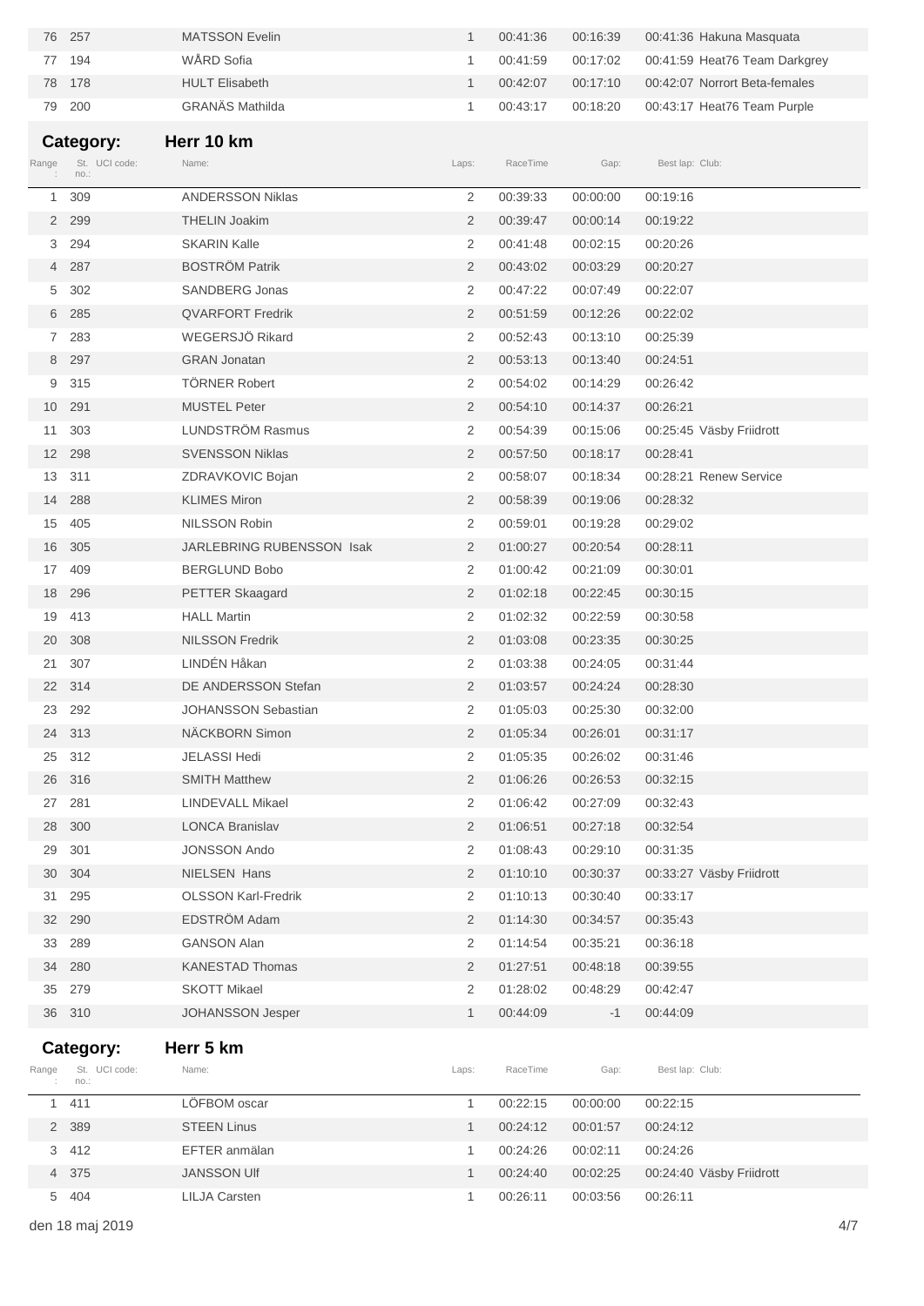| 76 | 257 | | MATSSON Evelin | 1 | 00:41:36 | 00:16:39 | 00:41:36 | Hakuna Masquata |
|---|---|---|---|---|---|---|---|---|
| 77 | 194 | | WÅRD Sofia | 1 | 00:41:59 | 00:17:02 | 00:41:59 | Heat76 Team Darkgrey |
| 78 | 178 | | HULT Elisabeth | 1 | 00:42:07 | 00:17:10 | 00:42:07 | Norrort Beta-females |
| 79 | 200 | | GRANÄS Mathilda | 1 | 00:43:17 | 00:18:20 | 00:43:17 | Heat76 Team Purple |

**Category:** **Herr 10 km**

| Range: | St. no.: | UCI code: | Name: | Laps: | RaceTime | Gap: | Best lap: | Club: |
|---|---|---|---|---|---|---|---|---|
| 1 | 309 | | ANDERSSON Niklas | 2 | 00:39:33 | 00:00:00 | 00:19:16 | |
| 2 | 299 | | THELIN Joakim | 2 | 00:39:47 | 00:00:14 | 00:19:22 | |
| 3 | 294 | | SKARIN Kalle | 2 | 00:41:48 | 00:02:15 | 00:20:26 | |
| 4 | 287 | | BOSTRÖM Patrik | 2 | 00:43:02 | 00:03:29 | 00:20:27 | |
| 5 | 302 | | SANDBERG Jonas | 2 | 00:47:22 | 00:07:49 | 00:22:07 | |
| 6 | 285 | | QVARFORT Fredrik | 2 | 00:51:59 | 00:12:26 | 00:22:02 | |
| 7 | 283 | | WEGERSJÖ Rikard | 2 | 00:52:43 | 00:13:10 | 00:25:39 | |
| 8 | 297 | | GRAN Jonatan | 2 | 00:53:13 | 00:13:40 | 00:24:51 | |
| 9 | 315 | | TÖRNER Robert | 2 | 00:54:02 | 00:14:29 | 00:26:42 | |
| 10 | 291 | | MUSTEL Peter | 2 | 00:54:10 | 00:14:37 | 00:26:21 | |
| 11 | 303 | | LUNDSTRÖM Rasmus | 2 | 00:54:39 | 00:15:06 | 00:25:45 | Väsby Friidrott |
| 12 | 298 | | SVENSSON Niklas | 2 | 00:57:50 | 00:18:17 | 00:28:41 | |
| 13 | 311 | | ZDRAVKOVIC Bojan | 2 | 00:58:07 | 00:18:34 | 00:28:21 | Renew Service |
| 14 | 288 | | KLIMES Miron | 2 | 00:58:39 | 00:19:06 | 00:28:32 | |
| 15 | 405 | | NILSSON Robin | 2 | 00:59:01 | 00:19:28 | 00:29:02 | |
| 16 | 305 | | JARLEBRING RUBENSSON Isak | 2 | 01:00:27 | 00:20:54 | 00:28:11 | |
| 17 | 409 | | BERGLUND Bobo | 2 | 01:00:42 | 00:21:09 | 00:30:01 | |
| 18 | 296 | | PETTER Skaagard | 2 | 01:02:18 | 00:22:45 | 00:30:15 | |
| 19 | 413 | | HALL Martin | 2 | 01:02:32 | 00:22:59 | 00:30:58 | |
| 20 | 308 | | NILSSON Fredrik | 2 | 01:03:08 | 00:23:35 | 00:30:25 | |
| 21 | 307 | | LINDÉN Håkan | 2 | 01:03:38 | 00:24:05 | 00:31:44 | |
| 22 | 314 | | DE ANDERSSON Stefan | 2 | 01:03:57 | 00:24:24 | 00:28:30 | |
| 23 | 292 | | JOHANSSON Sebastian | 2 | 01:05:03 | 00:25:30 | 00:32:00 | |
| 24 | 313 | | NÄCKBORN Simon | 2 | 01:05:34 | 00:26:01 | 00:31:17 | |
| 25 | 312 | | JELASSI Hedi | 2 | 01:05:35 | 00:26:02 | 00:31:46 | |
| 26 | 316 | | SMITH Matthew | 2 | 01:06:26 | 00:26:53 | 00:32:15 | |
| 27 | 281 | | LINDEVALL Mikael | 2 | 01:06:42 | 00:27:09 | 00:32:43 | |
| 28 | 300 | | LONCA Branislav | 2 | 01:06:51 | 00:27:18 | 00:32:54 | |
| 29 | 301 | | JONSSON Ando | 2 | 01:08:43 | 00:29:10 | 00:31:35 | |
| 30 | 304 | | NIELSEN Hans | 2 | 01:10:10 | 00:30:37 | 00:33:27 | Väsby Friidrott |
| 31 | 295 | | OLSSON Karl-Fredrik | 2 | 01:10:13 | 00:30:40 | 00:33:17 | |
| 32 | 290 | | EDSTRÖM Adam | 2 | 01:14:30 | 00:34:57 | 00:35:43 | |
| 33 | 289 | | GANSON Alan | 2 | 01:14:54 | 00:35:21 | 00:36:18 | |
| 34 | 280 | | KANESTAD Thomas | 2 | 01:27:51 | 00:48:18 | 00:39:55 | |
| 35 | 279 | | SKOTT Mikael | 2 | 01:28:02 | 00:48:29 | 00:42:47 | |
| 36 | 310 | | JOHANSSON Jesper | 1 | 00:44:09 | -1 | 00:44:09 | |

**Category:** **Herr 5 km**

| Range: | St. no.: | UCI code: | Name: | Laps: | RaceTime | Gap: | Best lap: | Club: |
|---|---|---|---|---|---|---|---|---|
| 1 | 411 | | LÖFBOM oscar | 1 | 00:22:15 | 00:00:00 | 00:22:15 | |
| 2 | 389 | | STEEN Linus | 1 | 00:24:12 | 00:01:57 | 00:24:12 | |
| 3 | 412 | | EFTER anmälan | 1 | 00:24:26 | 00:02:11 | 00:24:26 | |
| 4 | 375 | | JANSSON Ulf | 1 | 00:24:40 | 00:02:25 | 00:24:40 | Väsby Friidrott |
| 5 | 404 | | LILJA Carsten | 1 | 00:26:11 | 00:03:56 | 00:26:11 | |

den 18 maj 2019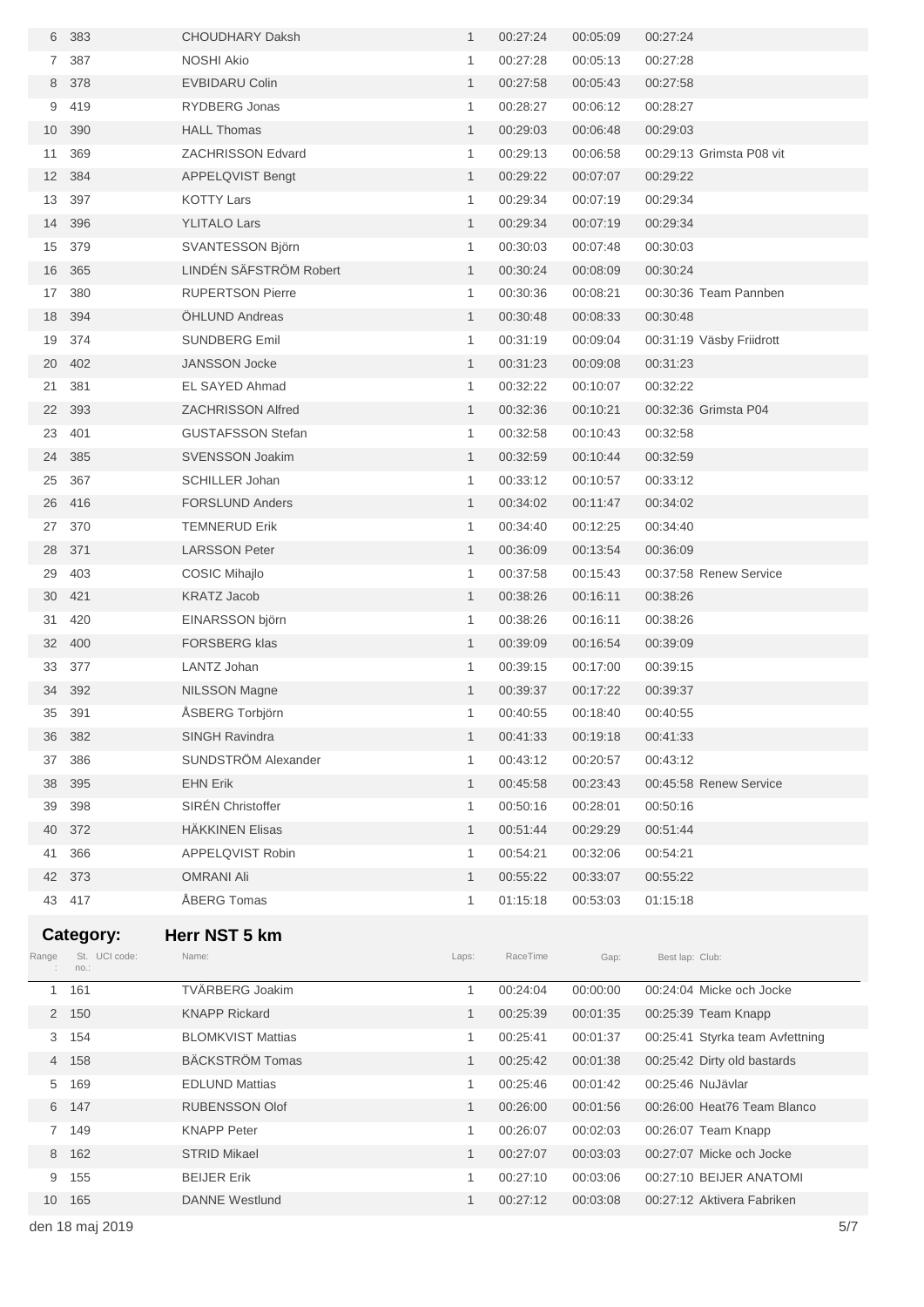| Range: | St. no.: | UCI code: | Name: | Laps: | RaceTime | Gap: | Best lap: | Club: |
|---|---|---|---|---|---|---|---|---|
| 6 | 383 | | CHOUDHARY Daksh | 1 | 00:27:24 | 00:05:09 | 00:27:24 | |
| 7 | 387 | | NOSHI Akio | 1 | 00:27:28 | 00:05:13 | 00:27:28 | |
| 8 | 378 | | EVBIDARU Colin | 1 | 00:27:58 | 00:05:43 | 00:27:58 | |
| 9 | 419 | | RYDBERG Jonas | 1 | 00:28:27 | 00:06:12 | 00:28:27 | |
| 10 | 390 | | HALL Thomas | 1 | 00:29:03 | 00:06:48 | 00:29:03 | |
| 11 | 369 | | ZACHRISSON Edvard | 1 | 00:29:13 | 00:06:58 | 00:29:13 | Grimsta P08 vit |
| 12 | 384 | | APPELQVIST Bengt | 1 | 00:29:22 | 00:07:07 | 00:29:22 | |
| 13 | 397 | | KOTTY Lars | 1 | 00:29:34 | 00:07:19 | 00:29:34 | |
| 14 | 396 | | YLITALO Lars | 1 | 00:29:34 | 00:07:19 | 00:29:34 | |
| 15 | 379 | | SVANTESSON Björn | 1 | 00:30:03 | 00:07:48 | 00:30:03 | |
| 16 | 365 | | LINDÉN SÄFSTRÖM Robert | 1 | 00:30:24 | 00:08:09 | 00:30:24 | |
| 17 | 380 | | RUPERTSON Pierre | 1 | 00:30:36 | 00:08:21 | 00:30:36 | Team Pannben |
| 18 | 394 | | ÖHLUND Andreas | 1 | 00:30:48 | 00:08:33 | 00:30:48 | |
| 19 | 374 | | SUNDBERG Emil | 1 | 00:31:19 | 00:09:04 | 00:31:19 | Väsby Friidrott |
| 20 | 402 | | JANSSON Jocke | 1 | 00:31:23 | 00:09:08 | 00:31:23 | |
| 21 | 381 | | EL SAYED Ahmad | 1 | 00:32:22 | 00:10:07 | 00:32:22 | |
| 22 | 393 | | ZACHRISSON Alfred | 1 | 00:32:36 | 00:10:21 | 00:32:36 | Grimsta P04 |
| 23 | 401 | | GUSTAFSSON Stefan | 1 | 00:32:58 | 00:10:43 | 00:32:58 | |
| 24 | 385 | | SVENSSON Joakim | 1 | 00:32:59 | 00:10:44 | 00:32:59 | |
| 25 | 367 | | SCHILLER Johan | 1 | 00:33:12 | 00:10:57 | 00:33:12 | |
| 26 | 416 | | FORSLUND Anders | 1 | 00:34:02 | 00:11:47 | 00:34:02 | |
| 27 | 370 | | TEMNERUD Erik | 1 | 00:34:40 | 00:12:25 | 00:34:40 | |
| 28 | 371 | | LARSSON Peter | 1 | 00:36:09 | 00:13:54 | 00:36:09 | |
| 29 | 403 | | COSIC Mihajlo | 1 | 00:37:58 | 00:15:43 | 00:37:58 | Renew Service |
| 30 | 421 | | KRATZ Jacob | 1 | 00:38:26 | 00:16:11 | 00:38:26 | |
| 31 | 420 | | EINARSSON björn | 1 | 00:38:26 | 00:16:11 | 00:38:26 | |
| 32 | 400 | | FORSBERG klas | 1 | 00:39:09 | 00:16:54 | 00:39:09 | |
| 33 | 377 | | LANTZ Johan | 1 | 00:39:15 | 00:17:00 | 00:39:15 | |
| 34 | 392 | | NILSSON Magne | 1 | 00:39:37 | 00:17:22 | 00:39:37 | |
| 35 | 391 | | ÅSBERG Torbjörn | 1 | 00:40:55 | 00:18:40 | 00:40:55 | |
| 36 | 382 | | SINGH Ravindra | 1 | 00:41:33 | 00:19:18 | 00:41:33 | |
| 37 | 386 | | SUNDSTRÖM Alexander | 1 | 00:43:12 | 00:20:57 | 00:43:12 | |
| 38 | 395 | | EHN Erik | 1 | 00:45:58 | 00:23:43 | 00:45:58 | Renew Service |
| 39 | 398 | | SIRÉN Christoffer | 1 | 00:50:16 | 00:28:01 | 00:50:16 | |
| 40 | 372 | | HÄKKINEN Elisas | 1 | 00:51:44 | 00:29:29 | 00:51:44 | |
| 41 | 366 | | APPELQVIST Robin | 1 | 00:54:21 | 00:32:06 | 00:54:21 | |
| 42 | 373 | | OMRANI Ali | 1 | 00:55:22 | 00:33:07 | 00:55:22 | |
| 43 | 417 | | ÅBERG Tomas | 1 | 01:15:18 | 00:53:03 | 01:15:18 | |

**Category:** **Herr NST 5 km**

| Range: | St. no.: | UCI code: | Name: | Laps: | RaceTime | Gap: | Best lap: | Club: |
|---|---|---|---|---|---|---|---|---|
| 1 | 161 | | TVÄRBERG Joakim | 1 | 00:24:04 | 00:00:00 | 00:24:04 | Micke och Jocke |
| 2 | 150 | | KNAPP Rickard | 1 | 00:25:39 | 00:01:35 | 00:25:39 | Team Knapp |
| 3 | 154 | | BLOMKVIST Mattias | 1 | 00:25:41 | 00:01:37 | 00:25:41 | Styrka team Avfettning |
| 4 | 158 | | BÄCKSTRÖM Tomas | 1 | 00:25:42 | 00:01:38 | 00:25:42 | Dirty old bastards |
| 5 | 169 | | EDLUND Mattias | 1 | 00:25:46 | 00:01:42 | 00:25:46 | NuJävlar |
| 6 | 147 | | RUBENSSON Olof | 1 | 00:26:00 | 00:01:56 | 00:26:00 | Heat76 Team Blanco |
| 7 | 149 | | KNAPP Peter | 1 | 00:26:07 | 00:02:03 | 00:26:07 | Team Knapp |
| 8 | 162 | | STRID Mikael | 1 | 00:27:07 | 00:03:03 | 00:27:07 | Micke och Jocke |
| 9 | 155 | | BEIJER Erik | 1 | 00:27:10 | 00:03:06 | 00:27:10 | BEIJER ANATOMI |
| 10 | 165 | | DANNE Westlund | 1 | 00:27:12 | 00:03:08 | 00:27:12 | Aktivera Fabriken |

den 18 maj 2019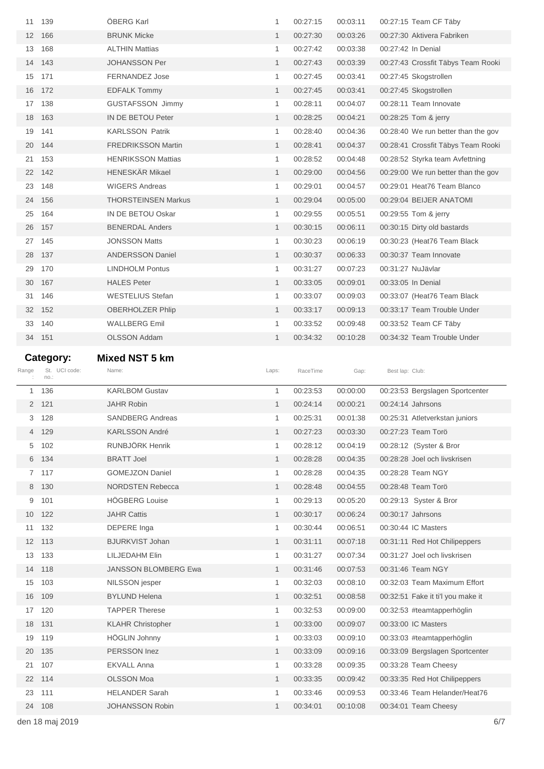| | | | | | | | |
|---|---|---|---|---|---|---|---|
| 11 | 139 | ÖBERG Karl | 1 | 00:27:15 | 00:03:11 | 00:27:15 | Team CF Täby |
| 12 | 166 | BRUNK Micke | 1 | 00:27:30 | 00:03:26 | 00:27:30 | Aktivera Fabriken |
| 13 | 168 | ALTHIN Mattias | 1 | 00:27:42 | 00:03:38 | 00:27:42 | In Denial |
| 14 | 143 | JOHANSSON Per | 1 | 00:27:43 | 00:03:39 | 00:27:43 | Crossfit Täbys Team Rooki |
| 15 | 171 | FERNANDEZ Jose | 1 | 00:27:45 | 00:03:41 | 00:27:45 | Skogstrollen |
| 16 | 172 | EDFALK Tommy | 1 | 00:27:45 | 00:03:41 | 00:27:45 | Skogstrollen |
| 17 | 138 | GUSTAFSSON Jimmy | 1 | 00:28:11 | 00:04:07 | 00:28:11 | Team Innovate |
| 18 | 163 | IN DE BETOU Peter | 1 | 00:28:25 | 00:04:21 | 00:28:25 | Tom & jerry |
| 19 | 141 | KARLSSON Patrik | 1 | 00:28:40 | 00:04:36 | 00:28:40 | We run better than the gov |
| 20 | 144 | FREDRIKSSON Martin | 1 | 00:28:41 | 00:04:37 | 00:28:41 | Crossfit Täbys Team Rooki |
| 21 | 153 | HENRIKSSON Mattias | 1 | 00:28:52 | 00:04:48 | 00:28:52 | Styrka team Avfettning |
| 22 | 142 | HENESKÄR Mikael | 1 | 00:29:00 | 00:04:56 | 00:29:00 | We run better than the gov |
| 23 | 148 | WIGERS Andreas | 1 | 00:29:01 | 00:04:57 | 00:29:01 | Heat76 Team Blanco |
| 24 | 156 | THORSTEINSEN Markus | 1 | 00:29:04 | 00:05:00 | 00:29:04 | BEIJER ANATOMI |
| 25 | 164 | IN DE BETOU Oskar | 1 | 00:29:55 | 00:05:51 | 00:29:55 | Tom & jerry |
| 26 | 157 | BENERDAL Anders | 1 | 00:30:15 | 00:06:11 | 00:30:15 | Dirty old bastards |
| 27 | 145 | JONSSON Matts | 1 | 00:30:23 | 00:06:19 | 00:30:23 | (Heat76 Team Black |
| 28 | 137 | ANDERSSON Daniel | 1 | 00:30:37 | 00:06:33 | 00:30:37 | Team Innovate |
| 29 | 170 | LINDHOLM Pontus | 1 | 00:31:27 | 00:07:23 | 00:31:27 | NuJävlar |
| 30 | 167 | HALES Peter | 1 | 00:33:05 | 00:09:01 | 00:33:05 | In Denial |
| 31 | 146 | WESTELIUS Stefan | 1 | 00:33:07 | 00:09:03 | 00:33:07 | (Heat76 Team Black |
| 32 | 152 | OBERHOLZER Phlip | 1 | 00:33:17 | 00:09:13 | 00:33:17 | Team Trouble Under |
| 33 | 140 | WALLBERG Emil | 1 | 00:33:52 | 00:09:48 | 00:33:52 | Team CF Täby |
| 34 | 151 | OLSSON Addam | 1 | 00:34:32 | 00:10:28 | 00:34:32 | Team Trouble Under |

**Category:** **Mixed NST 5 km**

| Range: | St. no.: | UCI code: Name: | Laps: | RaceTime | Gap: | Best lap: | Club: |
|---|---|---|---|---|---|---|---|
| 1 | 136 | KARLBOM Gustav | 1 | 00:23:53 | 00:00:00 | 00:23:53 | Bergslagen Sportcenter |
| 2 | 121 | JAHR Robin | 1 | 00:24:14 | 00:00:21 | 00:24:14 | Jahrsons |
| 3 | 128 | SANDBERG Andreas | 1 | 00:25:31 | 00:01:38 | 00:25:31 | Atletverkstan juniors |
| 4 | 129 | KARLSSON André | 1 | 00:27:23 | 00:03:30 | 00:27:23 | Team Torö |
| 5 | 102 | RUNBJÖRK Henrik | 1 | 00:28:12 | 00:04:19 | 00:28:12 | (Syster & Bror |
| 6 | 134 | BRATT Joel | 1 | 00:28:28 | 00:04:35 | 00:28:28 | Joel och livskrisen |
| 7 | 117 | GOMEJZON Daniel | 1 | 00:28:28 | 00:04:35 | 00:28:28 | Team NGY |
| 8 | 130 | NORDSTEN Rebecca | 1 | 00:28:48 | 00:04:55 | 00:28:48 | Team Torö |
| 9 | 101 | HÖGBERG Louise | 1 | 00:29:13 | 00:05:20 | 00:29:13 | Syster & Bror |
| 10 | 122 | JAHR Cattis | 1 | 00:30:17 | 00:06:24 | 00:30:17 | Jahrsons |
| 11 | 132 | DEPERE Inga | 1 | 00:30:44 | 00:06:51 | 00:30:44 | IC Masters |
| 12 | 113 | BJURKVIST Johan | 1 | 00:31:11 | 00:07:18 | 00:31:11 | Red Hot Chilipeppers |
| 13 | 133 | LILJEDAHM Elin | 1 | 00:31:27 | 00:07:34 | 00:31:27 | Joel och livskrisen |
| 14 | 118 | JANSSON BLOMBERG Ewa | 1 | 00:31:46 | 00:07:53 | 00:31:46 | Team NGY |
| 15 | 103 | NILSSON jesper | 1 | 00:32:03 | 00:08:10 | 00:32:03 | Team Maximum Effort |
| 16 | 109 | BYLUND Helena | 1 | 00:32:51 | 00:08:58 | 00:32:51 | Fake it ti'l you make it |
| 17 | 120 | TAPPER Therese | 1 | 00:32:53 | 00:09:00 | 00:32:53 | #teamtapperhöglin |
| 18 | 131 | KLAHR Christopher | 1 | 00:33:00 | 00:09:07 | 00:33:00 | IC Masters |
| 19 | 119 | HÖGLIN Johnny | 1 | 00:33:03 | 00:09:10 | 00:33:03 | #teamtapperhöglin |
| 20 | 135 | PERSSON Inez | 1 | 00:33:09 | 00:09:16 | 00:33:09 | Bergslagen Sportcenter |
| 21 | 107 | EKVALL Anna | 1 | 00:33:28 | 00:09:35 | 00:33:28 | Team Cheesy |
| 22 | 114 | OLSSON Moa | 1 | 00:33:35 | 00:09:42 | 00:33:35 | Red Hot Chilipeppers |
| 23 | 111 | HELANDER Sarah | 1 | 00:33:46 | 00:09:53 | 00:33:46 | Team Helander/Heat76 |
| 24 | 108 | JOHANSSON Robin | 1 | 00:34:01 | 00:10:08 | 00:34:01 | Team Cheesy |

den 18 maj 2019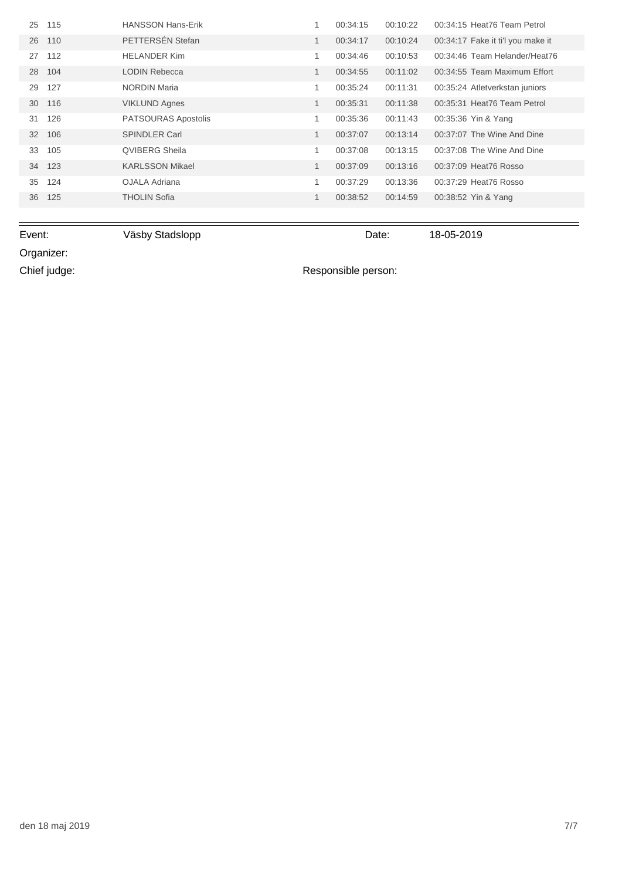| | | | | | | | |
|---|---|---|---|---|---|---|---|
| 25 | 115 | HANSSON Hans-Erik | 1 | 00:34:15 | 00:10:22 | 00:34:15 | Heat76 Team Petrol |
| 26 | 110 | PETTERSÉN Stefan | 1 | 00:34:17 | 00:10:24 | 00:34:17 | Fake it ti'l you make it |
| 27 | 112 | HELANDER Kim | 1 | 00:34:46 | 00:10:53 | 00:34:46 | Team Helander/Heat76 |
| 28 | 104 | LODIN Rebecca | 1 | 00:34:55 | 00:11:02 | 00:34:55 | Team Maximum Effort |
| 29 | 127 | NORDIN Maria | 1 | 00:35:24 | 00:11:31 | 00:35:24 | Atletverkstan juniors |
| 30 | 116 | VIKLUND Agnes | 1 | 00:35:31 | 00:11:38 | 00:35:31 | Heat76 Team Petrol |
| 31 | 126 | PATSOURAS Apostolis | 1 | 00:35:36 | 00:11:43 | 00:35:36 | Yin & Yang |
| 32 | 106 | SPINDLER Carl | 1 | 00:37:07 | 00:13:14 | 00:37:07 | The Wine And Dine |
| 33 | 105 | QVIBERG Sheila | 1 | 00:37:08 | 00:13:15 | 00:37:08 | The Wine And Dine |
| 34 | 123 | KARLSSON Mikael | 1 | 00:37:09 | 00:13:16 | 00:37:09 | Heat76 Rosso |
| 35 | 124 | OJALA Adriana | 1 | 00:37:29 | 00:13:36 | 00:37:29 | Heat76 Rosso |
| 36 | 125 | THOLIN Sofia | 1 | 00:38:52 | 00:14:59 | 00:38:52 | Yin & Yang |

Event: Väsby Stadslopp

Date: 18-05-2019

Organizer:

Chief judge:

Responsible person:

den 18 maj 2019